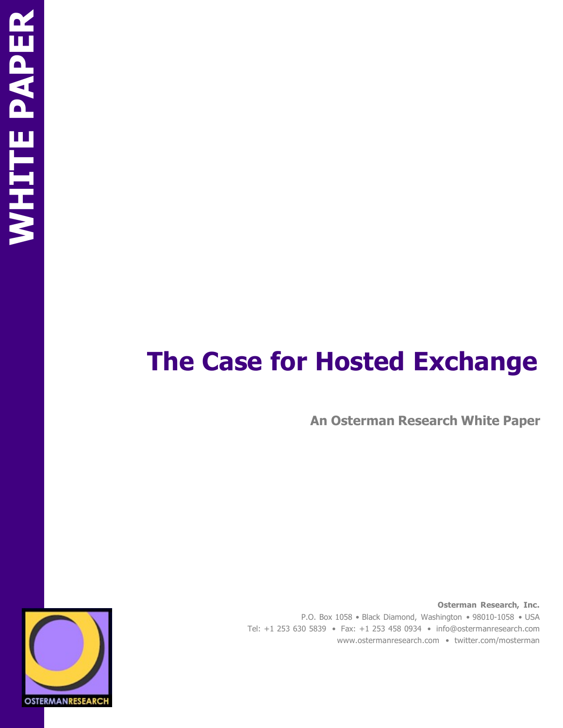WHITE PAPER

# The Case for Hosted Exchange

**An Osterman Research White Paper**

**Osterman Research, Inc.**
P.O. Box 1058 • Black Diamond, Washington • 98010-1058 • USA
Tel: +1 253 630 5839 • Fax: +1 253 458 0934 • info@ostermanresearch.com
www.ostermanresearch.com • twitter.com/mosterman

OSTERMANRESEARCH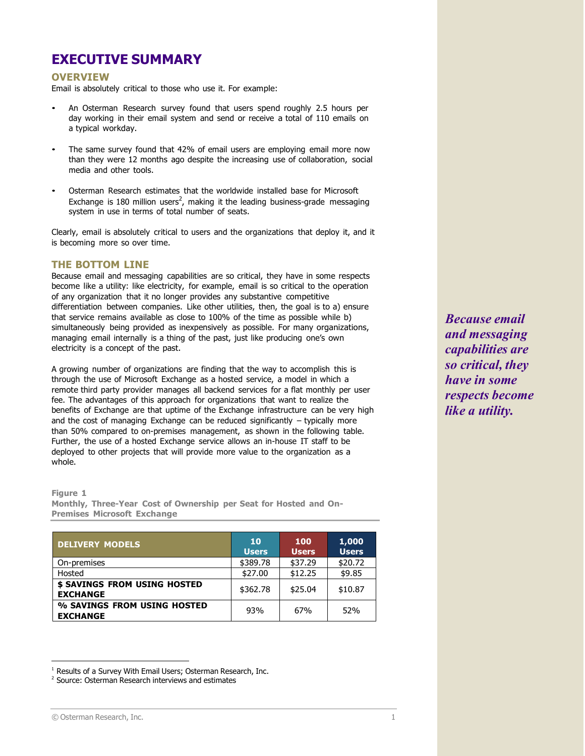# EXECUTIVE SUMMARY

## OVERVIEW

Email is absolutely critical to those who use it. For example:

- An Osterman Research survey found that users spend roughly 2.5 hours per day working in their email system and send or receive a total of 110 emails on a typical workday.
- The same survey found that 42% of email users are employing email more now than they were 12 months ago despite the increasing use of collaboration, social media and other tools.
- Osterman Research estimates that the worldwide installed base for Microsoft Exchange is 180 million users[2], making it the leading business-grade messaging system in use in terms of total number of seats.

Clearly, email is absolutely critical to users and the organizations that deploy it, and it is becoming more so over time.

## THE BOTTOM LINE

Because email and messaging capabilities are so critical, they have in some respects become like a utility: like electricity, for example, email is so critical to the operation of any organization that it no longer provides any substantive competitive differentiation between companies. Like other utilities, then, the goal is to a) ensure that service remains available as close to 100% of the time as possible while b) simultaneously being provided as inexpensively as possible. For many organizations, managing email internally is a thing of the past, just like producing one's own electricity is a concept of the past.

*Because email and messaging capabilities are so critical, they have in some respects become like a utility.*

A growing number of organizations are finding that the way to accomplish this is through the use of Microsoft Exchange as a hosted service, a model in which a remote third party provider manages all backend services for a flat monthly per user fee. The advantages of this approach for organizations that want to realize the benefits of Exchange are that uptime of the Exchange infrastructure can be very high and the cost of managing Exchange can be reduced significantly – typically more than 50% compared to on-premises management, as shown in the following table. Further, the use of a hosted Exchange service allows an in-house IT staff to be deployed to other projects that will provide more value to the organization as a whole.

**Figure 1**
**Monthly, Three-Year Cost of Ownership per Seat for Hosted and On-Premises Microsoft Exchange**

| DELIVERY MODELS | 10 Users | 100 Users | 1,000 Users |
|---|---|---|---|
| On-premises | $389.78 | $37.29 | $20.72 |
| Hosted | $27.00 | $12.25 | $9.85 |
| **$ SAVINGS FROM USING HOSTED EXCHANGE** | $362.78 | $25.04 | $10.87 |
| **% SAVINGS FROM USING HOSTED EXCHANGE** | 93% | 67% | 52% |

[1] Results of a Survey With Email Users; Osterman Research, Inc.
[2] Source: Osterman Research interviews and estimates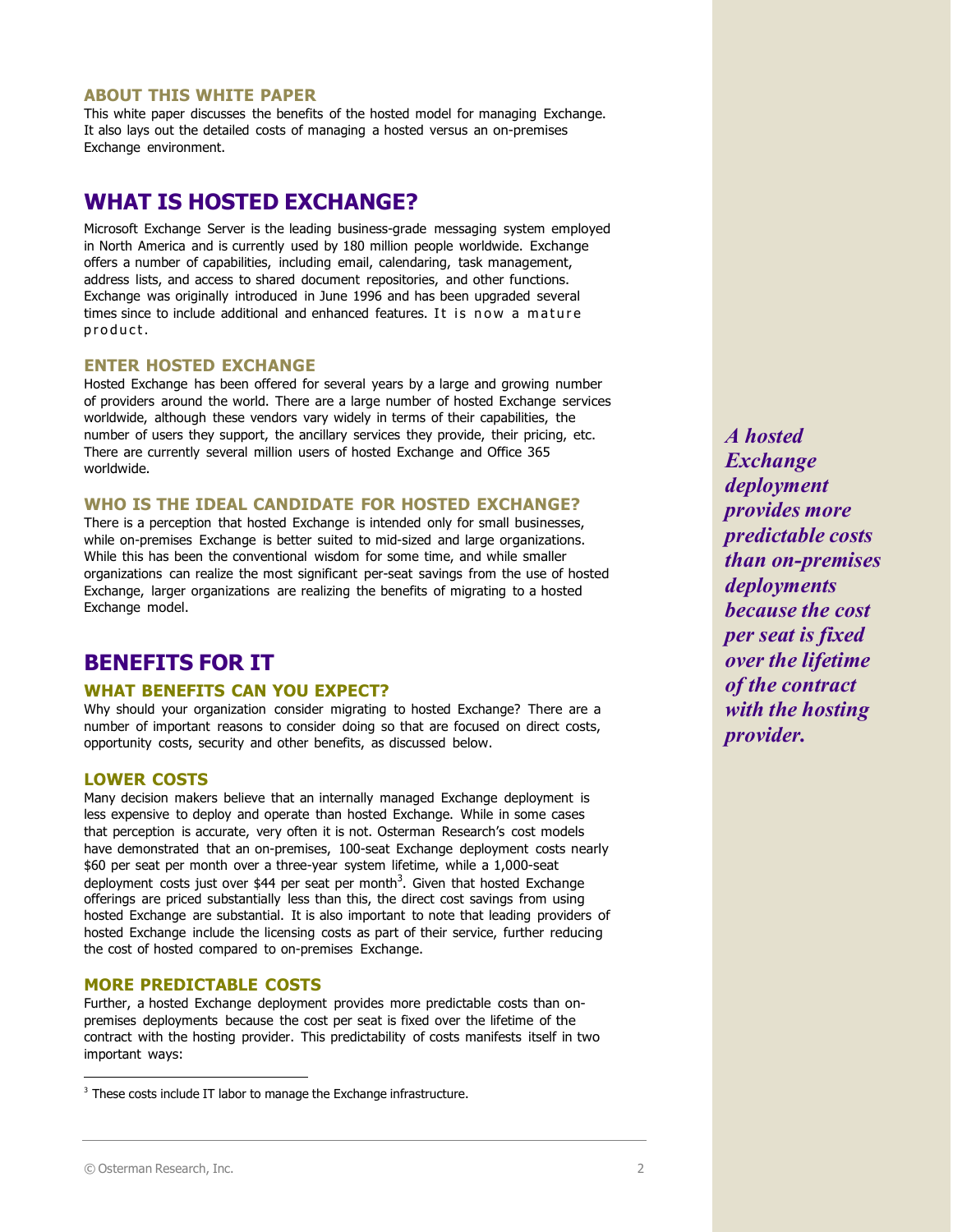## ABOUT THIS WHITE PAPER

This white paper discusses the benefits of the hosted model for managing Exchange. It also lays out the detailed costs of managing a hosted versus an on-premises Exchange environment.

# WHAT IS HOSTED EXCHANGE?

Microsoft Exchange Server is the leading business-grade messaging system employed in North America and is currently used by 180 million people worldwide. Exchange offers a number of capabilities, including email, calendaring, task management, address lists, and access to shared document repositories, and other functions. Exchange was originally introduced in June 1996 and has been upgraded several times since to include additional and enhanced features. It is now a mature product.

## ENTER HOSTED EXCHANGE

Hosted Exchange has been offered for several years by a large and growing number of providers around the world. There are a large number of hosted Exchange services worldwide, although these vendors vary widely in terms of their capabilities, the number of users they support, the ancillary services they provide, their pricing, etc. There are currently several million users of hosted Exchange and Office 365 worldwide.

## WHO IS THE IDEAL CANDIDATE FOR HOSTED EXCHANGE?

There is a perception that hosted Exchange is intended only for small businesses, while on-premises Exchange is better suited to mid-sized and large organizations. While this has been the conventional wisdom for some time, and while smaller organizations can realize the most significant per-seat savings from the use of hosted Exchange, larger organizations are realizing the benefits of migrating to a hosted Exchange model.

# BENEFITS FOR IT

## WHAT BENEFITS CAN YOU EXPECT?

Why should your organization consider migrating to hosted Exchange? There are a number of important reasons to consider doing so that are focused on direct costs, opportunity costs, security and other benefits, as discussed below.

## LOWER COSTS

Many decision makers believe that an internally managed Exchange deployment is less expensive to deploy and operate than hosted Exchange. While in some cases that perception is accurate, very often it is not. Osterman Research's cost models have demonstrated that an on-premises, 100-seat Exchange deployment costs nearly $60 per seat per month over a three-year system lifetime, while a 1,000-seat deployment costs just over $44 per seat per month[3]. Given that hosted Exchange offerings are priced substantially less than this, the direct cost savings from using hosted Exchange are substantial. It is also important to note that leading providers of hosted Exchange include the licensing costs as part of their service, further reducing the cost of hosted compared to on-premises Exchange.

## MORE PREDICTABLE COSTS

Further, a hosted Exchange deployment provides more predictable costs than on-premises deployments because the cost per seat is fixed over the lifetime of the contract with the hosting provider. This predictability of costs manifests itself in two important ways:

***A hosted Exchange deployment provides more predictable costs than on-premises deployments because the cost per seat is fixed over the lifetime of the contract with the hosting provider.***

[3] These costs include IT labor to manage the Exchange infrastructure.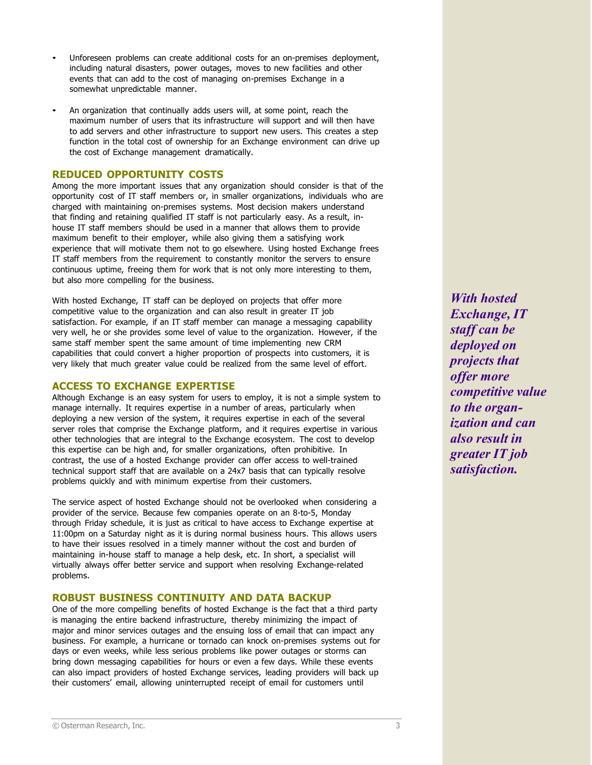- Unforeseen problems can create additional costs for an on-premises deployment, including natural disasters, power outages, moves to new facilities and other events that can add to the cost of managing on-premises Exchange in a somewhat unpredictable manner.

- An organization that continually adds users will, at some point, reach the maximum number of users that its infrastructure will support and will then have to add servers and other infrastructure to support new users. This creates a step function in the total cost of ownership for an Exchange environment can drive up the cost of Exchange management dramatically.

## REDUCED OPPORTUNITY COSTS

Among the more important issues that any organization should consider is that of the opportunity cost of IT staff members or, in smaller organizations, individuals who are charged with maintaining on-premises systems. Most decision makers understand that finding and retaining qualified IT staff is not particularly easy. As a result, in-house IT staff members should be used in a manner that allows them to provide maximum benefit to their employer, while also giving them a satisfying work experience that will motivate them not to go elsewhere. Using hosted Exchange frees IT staff members from the requirement to constantly monitor the servers to ensure continuous uptime, freeing them for work that is not only more interesting to them, but also more compelling for the business.

With hosted Exchange, IT staff can be deployed on projects that offer more competitive value to the organization and can also result in greater IT job satisfaction. For example, if an IT staff member can manage a messaging capability very well, he or she provides some level of value to the organization. However, if the same staff member spent the same amount of time implementing new CRM capabilities that could convert a higher proportion of prospects into customers, it is very likely that much greater value could be realized from the same level of effort.

***With hosted Exchange, IT staff can be deployed on projects that offer more competitive value to the organization and can also result in greater IT job satisfaction.***

## ACCESS TO EXCHANGE EXPERTISE

Although Exchange is an easy system for users to employ, it is not a simple system to manage internally. It requires expertise in a number of areas, particularly when deploying a new version of the system, it requires expertise in each of the several server roles that comprise the Exchange platform, and it requires expertise in various other technologies that are integral to the Exchange ecosystem. The cost to develop this expertise can be high and, for smaller organizations, often prohibitive. In contrast, the use of a hosted Exchange provider can offer access to well-trained technical support staff that are available on a 24x7 basis that can typically resolve problems quickly and with minimum expertise from their customers.

The service aspect of hosted Exchange should not be overlooked when considering a provider of the service. Because few companies operate on an 8-to-5, Monday through Friday schedule, it is just as critical to have access to Exchange expertise at 11:00pm on a Saturday night as it is during normal business hours. This allows users to have their issues resolved in a timely manner without the cost and burden of maintaining in-house staff to manage a help desk, etc. In short, a specialist will virtually always offer better service and support when resolving Exchange-related problems.

## ROBUST BUSINESS CONTINUITY AND DATA BACKUP

One of the more compelling benefits of hosted Exchange is the fact that a third party is managing the entire backend infrastructure, thereby minimizing the impact of major and minor services outages and the ensuing loss of email that can impact any business. For example, a hurricane or tornado can knock on-premises systems out for days or even weeks, while less serious problems like power outages or storms can bring down messaging capabilities for hours or even a few days. While these events can also impact providers of hosted Exchange services, leading providers will back up their customers' email, allowing uninterrupted receipt of email for customers until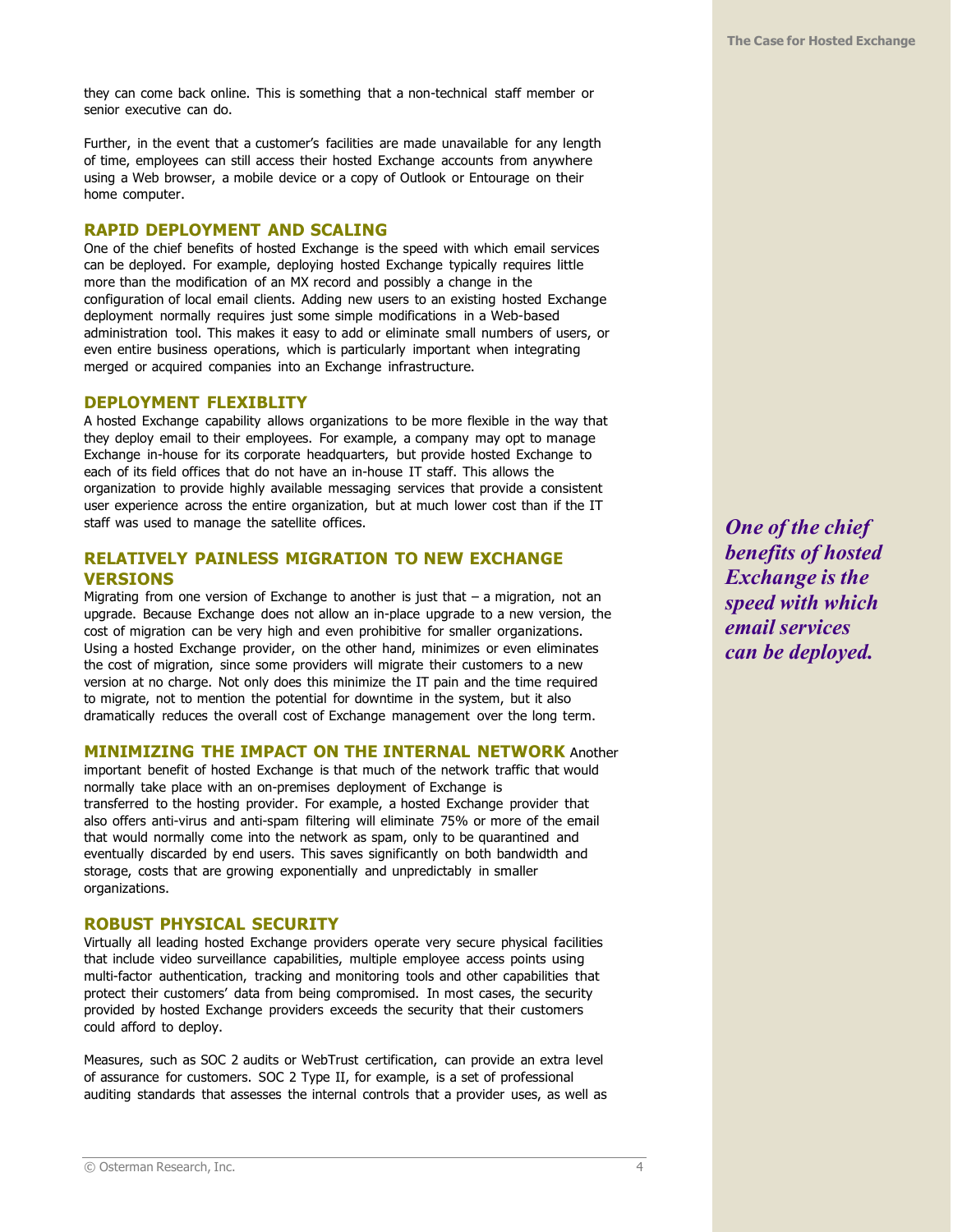they can come back online. This is something that a non-technical staff member or senior executive can do.

Further, in the event that a customer's facilities are made unavailable for any length of time, employees can still access their hosted Exchange accounts from anywhere using a Web browser, a mobile device or a copy of Outlook or Entourage on their home computer.

## RAPID DEPLOYMENT AND SCALING

One of the chief benefits of hosted Exchange is the speed with which email services can be deployed. For example, deploying hosted Exchange typically requires little more than the modification of an MX record and possibly a change in the configuration of local email clients. Adding new users to an existing hosted Exchange deployment normally requires just some simple modifications in a Web-based administration tool. This makes it easy to add or eliminate small numbers of users, or even entire business operations, which is particularly important when integrating merged or acquired companies into an Exchange infrastructure.

## DEPLOYMENT FLEXIBLITY

A hosted Exchange capability allows organizations to be more flexible in the way that they deploy email to their employees. For example, a company may opt to manage Exchange in-house for its corporate headquarters, but provide hosted Exchange to each of its field offices that do not have an in-house IT staff. This allows the organization to provide highly available messaging services that provide a consistent user experience across the entire organization, but at much lower cost than if the IT staff was used to manage the satellite offices.

*One of the chief benefits of hosted Exchange is the speed with which email services can be deployed.*

## RELATIVELY PAINLESS MIGRATION TO NEW EXCHANGE VERSIONS

Migrating from one version of Exchange to another is just that – a migration, not an upgrade. Because Exchange does not allow an in-place upgrade to a new version, the cost of migration can be very high and even prohibitive for smaller organizations. Using a hosted Exchange provider, on the other hand, minimizes or even eliminates the cost of migration, since some providers will migrate their customers to a new version at no charge. Not only does this minimize the IT pain and the time required to migrate, not to mention the potential for downtime in the system, but it also dramatically reduces the overall cost of Exchange management over the long term.

## MINIMIZING THE IMPACT ON THE INTERNAL NETWORK

Another important benefit of hosted Exchange is that much of the network traffic that would normally take place with an on-premises deployment of Exchange is transferred to the hosting provider. For example, a hosted Exchange provider that also offers anti-virus and anti-spam filtering will eliminate 75% or more of the email that would normally come into the network as spam, only to be quarantined and eventually discarded by end users. This saves significantly on both bandwidth and storage, costs that are growing exponentially and unpredictably in smaller organizations.

## ROBUST PHYSICAL SECURITY

Virtually all leading hosted Exchange providers operate very secure physical facilities that include video surveillance capabilities, multiple employee access points using multi-factor authentication, tracking and monitoring tools and other capabilities that protect their customers' data from being compromised. In most cases, the security provided by hosted Exchange providers exceeds the security that their customers could afford to deploy.

Measures, such as SOC 2 audits or WebTrust certification, can provide an extra level of assurance for customers. SOC 2 Type II, for example, is a set of professional auditing standards that assesses the internal controls that a provider uses, as well as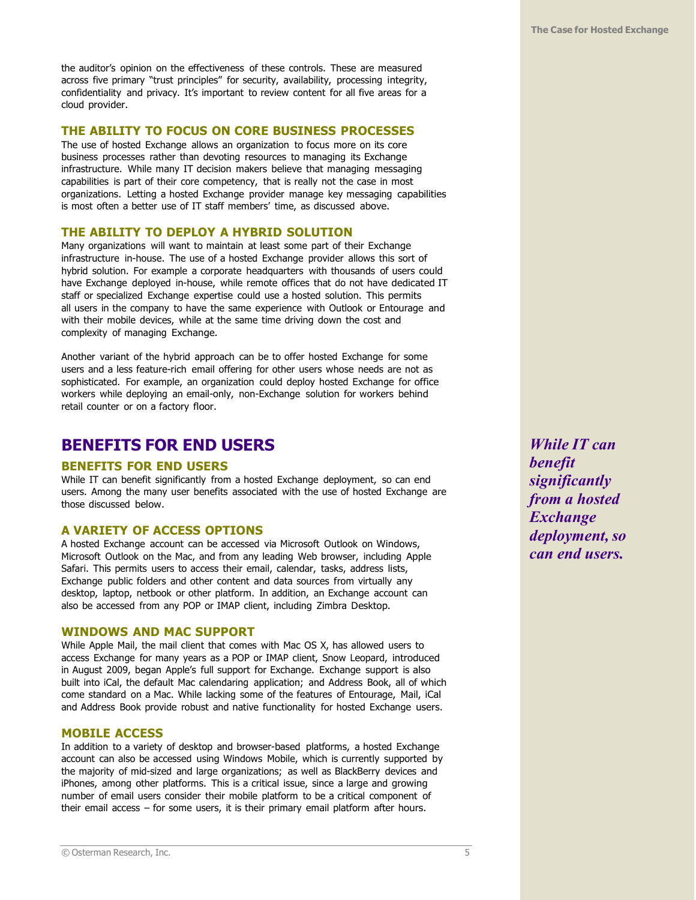the auditor's opinion on the effectiveness of these controls. These are measured across five primary "trust principles" for security, availability, processing integrity, confidentiality and privacy. It's important to review content for all five areas for a cloud provider.

### THE ABILITY TO FOCUS ON CORE BUSINESS PROCESSES

The use of hosted Exchange allows an organization to focus more on its core business processes rather than devoting resources to managing its Exchange infrastructure. While many IT decision makers believe that managing messaging capabilities is part of their core competency, that is really not the case in most organizations. Letting a hosted Exchange provider manage key messaging capabilities is most often a better use of IT staff members' time, as discussed above.

### THE ABILITY TO DEPLOY A HYBRID SOLUTION

Many organizations will want to maintain at least some part of their Exchange infrastructure in-house. The use of a hosted Exchange provider allows this sort of hybrid solution. For example a corporate headquarters with thousands of users could have Exchange deployed in-house, while remote offices that do not have dedicated IT staff or specialized Exchange expertise could use a hosted solution. This permits all users in the company to have the same experience with Outlook or Entourage and with their mobile devices, while at the same time driving down the cost and complexity of managing Exchange.

Another variant of the hybrid approach can be to offer hosted Exchange for some users and a less feature-rich email offering for other users whose needs are not as sophisticated. For example, an organization could deploy hosted Exchange for office workers while deploying an email-only, non-Exchange solution for workers behind retail counter or on a factory floor.

## BENEFITS FOR END USERS

### BENEFITS FOR END USERS

While IT can benefit significantly from a hosted Exchange deployment, so can end users. Among the many user benefits associated with the use of hosted Exchange are those discussed below.

*While IT can benefit significantly from a hosted Exchange deployment, so can end users.*

### A VARIETY OF ACCESS OPTIONS

A hosted Exchange account can be accessed via Microsoft Outlook on Windows, Microsoft Outlook on the Mac, and from any leading Web browser, including Apple Safari. This permits users to access their email, calendar, tasks, address lists, Exchange public folders and other content and data sources from virtually any desktop, laptop, netbook or other platform. In addition, an Exchange account can also be accessed from any POP or IMAP client, including Zimbra Desktop.

### WINDOWS AND MAC SUPPORT

While Apple Mail, the mail client that comes with Mac OS X, has allowed users to access Exchange for many years as a POP or IMAP client, Snow Leopard, introduced in August 2009, began Apple's full support for Exchange. Exchange support is also built into iCal, the default Mac calendaring application; and Address Book, all of which come standard on a Mac. While lacking some of the features of Entourage, Mail, iCal and Address Book provide robust and native functionality for hosted Exchange users.

### MOBILE ACCESS

In addition to a variety of desktop and browser-based platforms, a hosted Exchange account can also be accessed using Windows Mobile, which is currently supported by the majority of mid-sized and large organizations; as well as BlackBerry devices and iPhones, among other platforms. This is a critical issue, since a large and growing number of email users consider their mobile platform to be a critical component of their email access – for some users, it is their primary email platform after hours.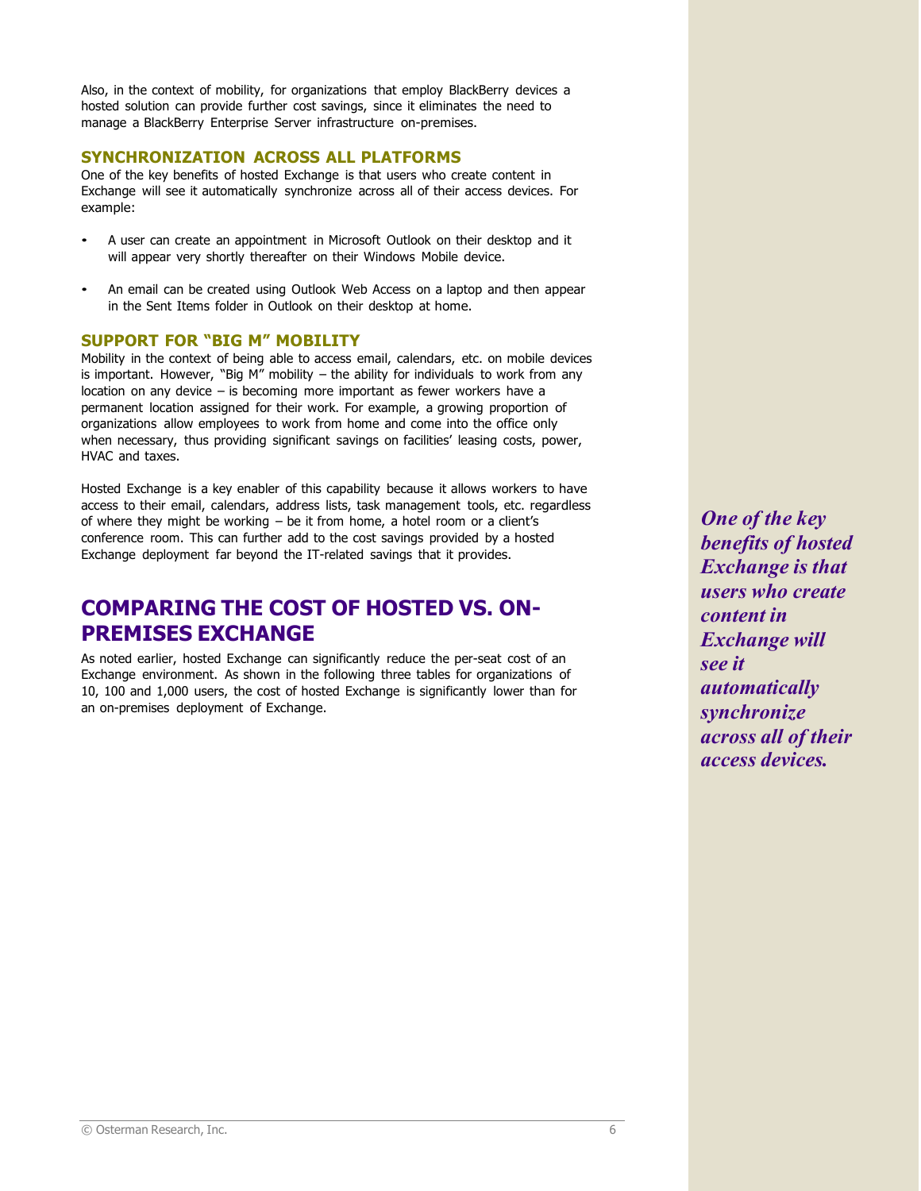Also, in the context of mobility, for organizations that employ BlackBerry devices a hosted solution can provide further cost savings, since it eliminates the need to manage a BlackBerry Enterprise Server infrastructure on-premises.

### SYNCHRONIZATION ACROSS ALL PLATFORMS

One of the key benefits of hosted Exchange is that users who create content in Exchange will see it automatically synchronize across all of their access devices. For example:

- A user can create an appointment in Microsoft Outlook on their desktop and it will appear very shortly thereafter on their Windows Mobile device.
- An email can be created using Outlook Web Access on a laptop and then appear in the Sent Items folder in Outlook on their desktop at home.

### SUPPORT FOR "BIG M" MOBILITY

Mobility in the context of being able to access email, calendars, etc. on mobile devices is important. However, "Big M" mobility – the ability for individuals to work from any location on any device – is becoming more important as fewer workers have a permanent location assigned for their work. For example, a growing proportion of organizations allow employees to work from home and come into the office only when necessary, thus providing significant savings on facilities' leasing costs, power, HVAC and taxes.

Hosted Exchange is a key enabler of this capability because it allows workers to have access to their email, calendars, address lists, task management tools, etc. regardless of where they might be working – be it from home, a hotel room or a client's conference room. This can further add to the cost savings provided by a hosted Exchange deployment far beyond the IT-related savings that it provides.

*One of the key benefits of hosted Exchange is that users who create content in Exchange will see it automatically synchronize across all of their access devices.*

## COMPARING THE COST OF HOSTED VS. ON-PREMISES EXCHANGE

As noted earlier, hosted Exchange can significantly reduce the per-seat cost of an Exchange environment. As shown in the following three tables for organizations of 10, 100 and 1,000 users, the cost of hosted Exchange is significantly lower than for an on-premises deployment of Exchange.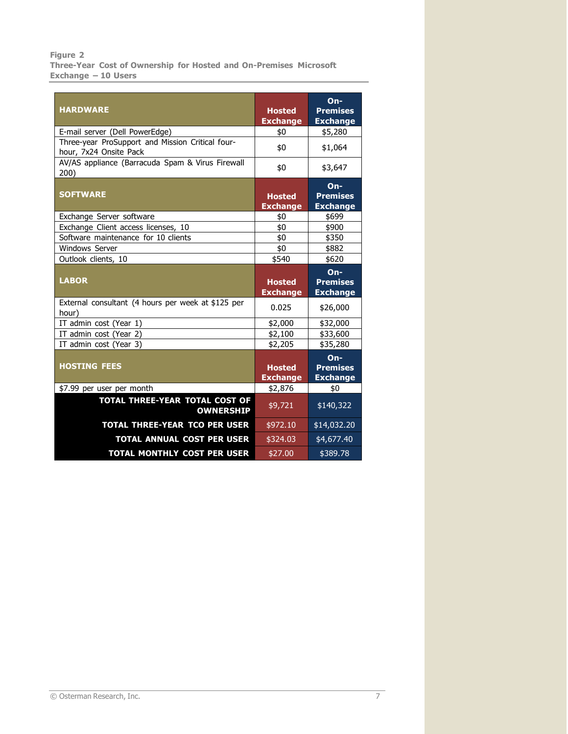**Figure 2**
**Three-Year Cost of Ownership for Hosted and On-Premises Microsoft Exchange – 10 Users**

| HARDWARE | Hosted Exchange | On-Premises Exchange |
|---|---|---|
| E-mail server (Dell PowerEdge) | $0 | $5,280 |
| Three-year ProSupport and Mission Critical four-hour, 7x24 Onsite Pack | $0 | $1,064 |
| AV/AS appliance (Barracuda Spam & Virus Firewall 200) | $0 | $3,647 |
| **SOFTWARE** | **Hosted Exchange** | **On-Premises Exchange** |
| Exchange Server software | $0 | $699 |
| Exchange Client access licenses, 10 | $0 | $900 |
| Software maintenance for 10 clients | $0 | $350 |
| Windows Server | $0 | $882 |
| Outlook clients, 10 | $540 | $620 |
| **LABOR** | **Hosted Exchange** | **On-Premises Exchange** |
| External consultant (4 hours per week at $125 per hour) | 0.025 | $26,000 |
| IT admin cost (Year 1) | $2,000 | $32,000 |
| IT admin cost (Year 2) | $2,100 | $33,600 |
| IT admin cost (Year 3) | $2,205 | $35,280 |
| **HOSTING FEES** | **Hosted Exchange** | **On-Premises Exchange** |
| $7.99 per user per month | $2,876 | $0 |
| **TOTAL THREE-YEAR TOTAL COST OF OWNERSHIP** | $9,721 | $140,322 |
| **TOTAL THREE-YEAR TCO PER USER** | $972.10 | $14,032.20 |
| **TOTAL ANNUAL COST PER USER** | $324.03 | $4,677.40 |
| **TOTAL MONTHLY COST PER USER** | $27.00 | $389.78 |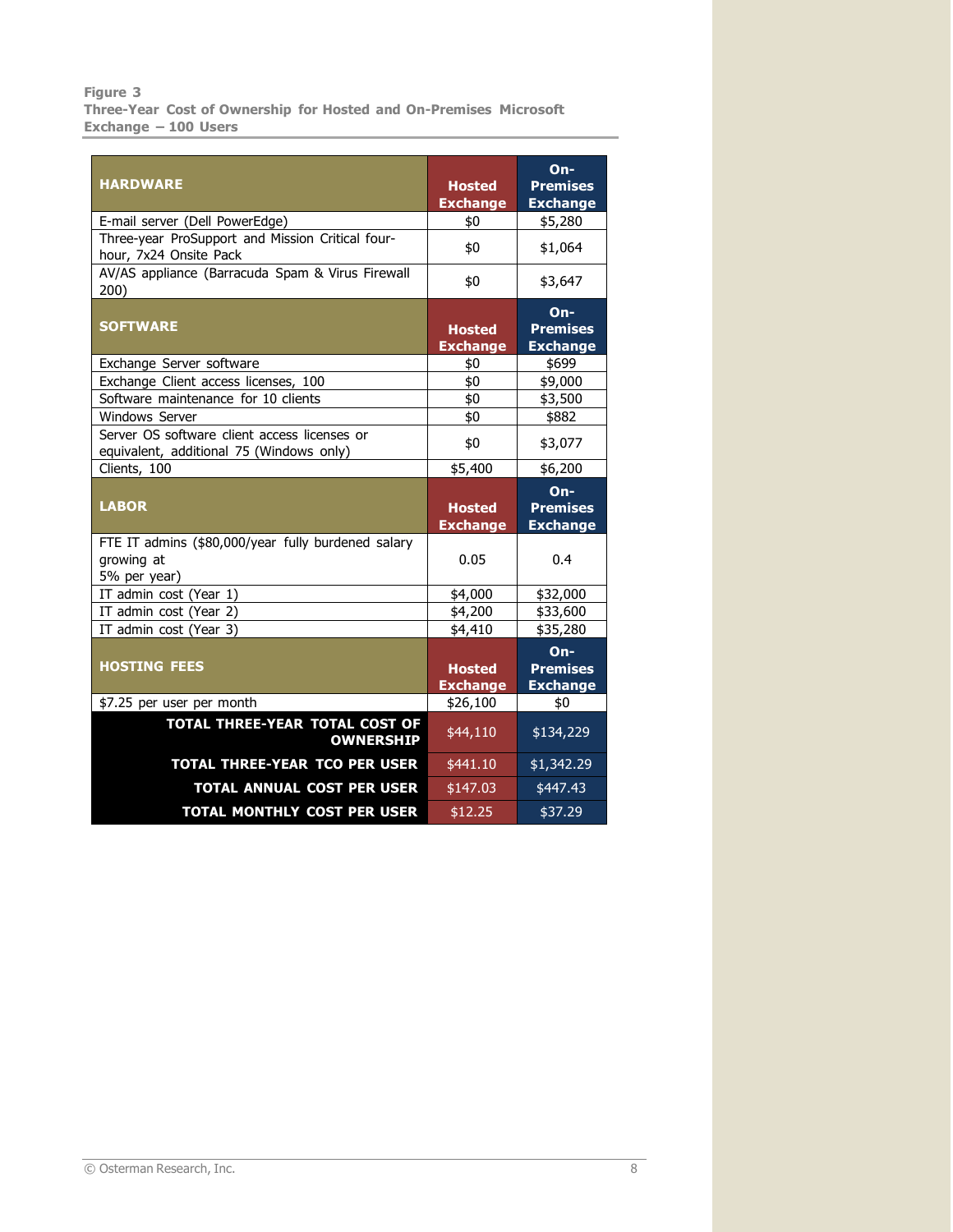**Figure 3**
**Three-Year Cost of Ownership for Hosted and On-Premises Microsoft Exchange – 100 Users**

| **HARDWARE** | **Hosted Exchange** | **On-Premises Exchange** |
|---|---|---|
| E-mail server (Dell PowerEdge) | $0 | $5,280 |
| Three-year ProSupport and Mission Critical four-hour, 7x24 Onsite Pack | $0 | $1,064 |
| AV/AS appliance (Barracuda Spam & Virus Firewall 200) | $0 | $3,647 |
| **SOFTWARE** | **Hosted Exchange** | **On-Premises Exchange** |
| Exchange Server software | $0 | $699 |
| Exchange Client access licenses, 100 | $0 | $9,000 |
| Software maintenance for 10 clients | $0 | $3,500 |
| Windows Server | $0 | $882 |
| Server OS software client access licenses or equivalent, additional 75 (Windows only) | $0 | $3,077 |
| Clients, 100 | $5,400 | $6,200 |
| **LABOR** | **Hosted Exchange** | **On-Premises Exchange** |
| FTE IT admins ($80,000/year fully burdened salary growing at 5% per year) | 0.05 | 0.4 |
| IT admin cost (Year 1) | $4,000 | $32,000 |
| IT admin cost (Year 2) | $4,200 | $33,600 |
| IT admin cost (Year 3) | $4,410 | $35,280 |
| **HOSTING FEES** | **Hosted Exchange** | **On-Premises Exchange** |
| $7.25 per user per month | $26,100 | $0 |
| **TOTAL THREE-YEAR TOTAL COST OF OWNERSHIP** | $44,110 | $134,229 |
| **TOTAL THREE-YEAR TCO PER USER** | $441.10 | $1,342.29 |
| **TOTAL ANNUAL COST PER USER** | $147.03 | $447.43 |
| **TOTAL MONTHLY COST PER USER** | $12.25 | $37.29 |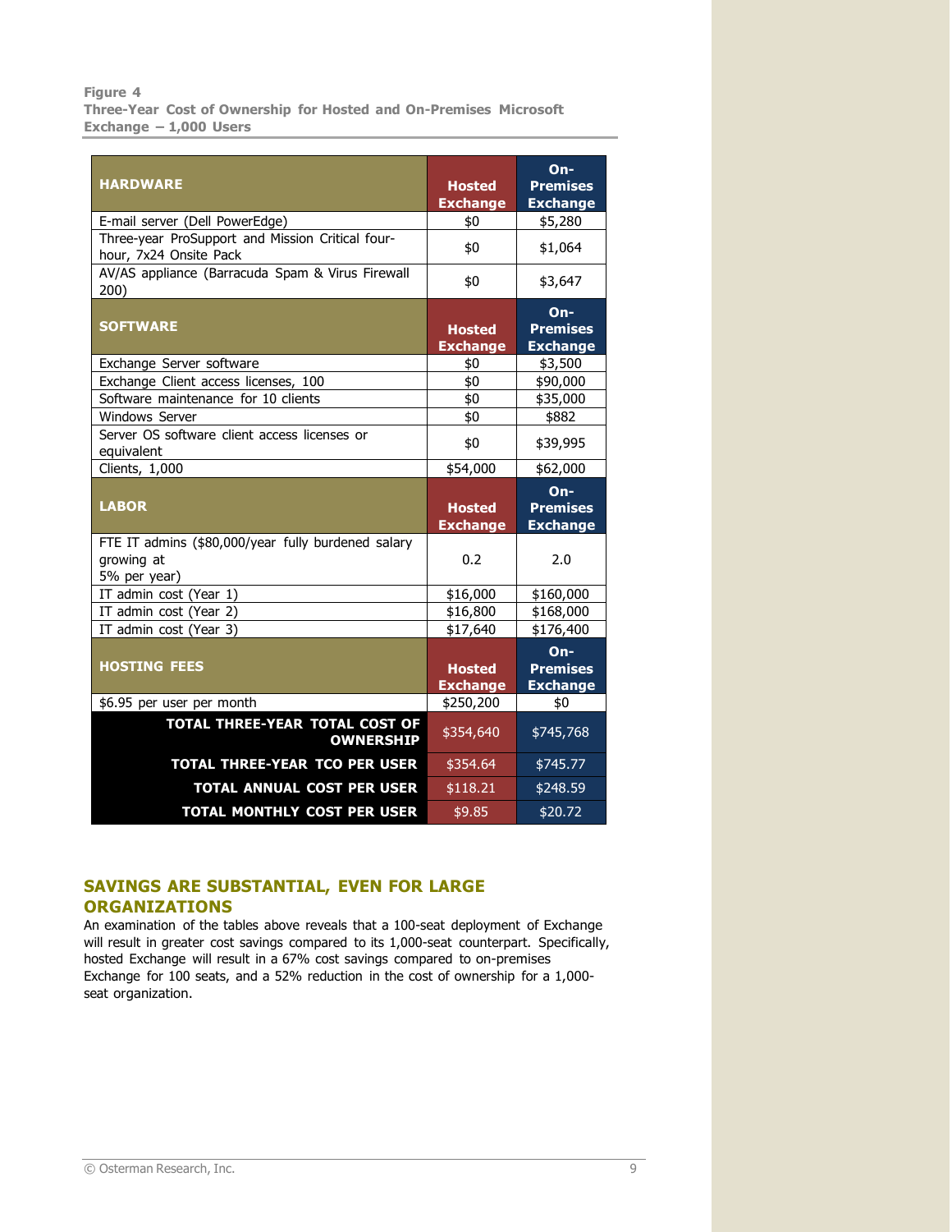**Figure 4**
**Three-Year Cost of Ownership for Hosted and On-Premises Microsoft Exchange – 1,000 Users**

| HARDWARE | Hosted Exchange | On-Premises Exchange |
|---|---|---|
| E-mail server (Dell PowerEdge) | $0 | $5,280 |
| Three-year ProSupport and Mission Critical four-hour, 7x24 Onsite Pack | $0 | $1,064 |
| AV/AS appliance (Barracuda Spam & Virus Firewall 200) | $0 | $3,647 |
| **SOFTWARE** | **Hosted Exchange** | **On-Premises Exchange** |
| Exchange Server software | $0 | $3,500 |
| Exchange Client access licenses, 100 | $0 | $90,000 |
| Software maintenance for 10 clients | $0 | $35,000 |
| Windows Server | $0 | $882 |
| Server OS software client access licenses or equivalent | $0 | $39,995 |
| Clients, 1,000 | $54,000 | $62,000 |
| **LABOR** | **Hosted Exchange** | **On-Premises Exchange** |
| FTE IT admins ($80,000/year fully burdened salary growing at 5% per year) | 0.2 | 2.0 |
| IT admin cost (Year 1) | $16,000 | $160,000 |
| IT admin cost (Year 2) | $16,800 | $168,000 |
| IT admin cost (Year 3) | $17,640 | $176,400 |
| **HOSTING FEES** | **Hosted Exchange** | **On-Premises Exchange** |
| $6.95 per user per month | $250,200 | $0 |
| **TOTAL THREE-YEAR TOTAL COST OF OWNERSHIP** | $354,640 | $745,768 |
| **TOTAL THREE-YEAR TCO PER USER** | $354.64 | $745.77 |
| **TOTAL ANNUAL COST PER USER** | $118.21 | $248.59 |
| **TOTAL MONTHLY COST PER USER** | $9.85 | $20.72 |

## SAVINGS ARE SUBSTANTIAL, EVEN FOR LARGE ORGANIZATIONS

An examination of the tables above reveals that a 100-seat deployment of Exchange will result in greater cost savings compared to its 1,000-seat counterpart. Specifically, hosted Exchange will result in a 67% cost savings compared to on-premises Exchange for 100 seats, and a 52% reduction in the cost of ownership for a 1,000-seat organization.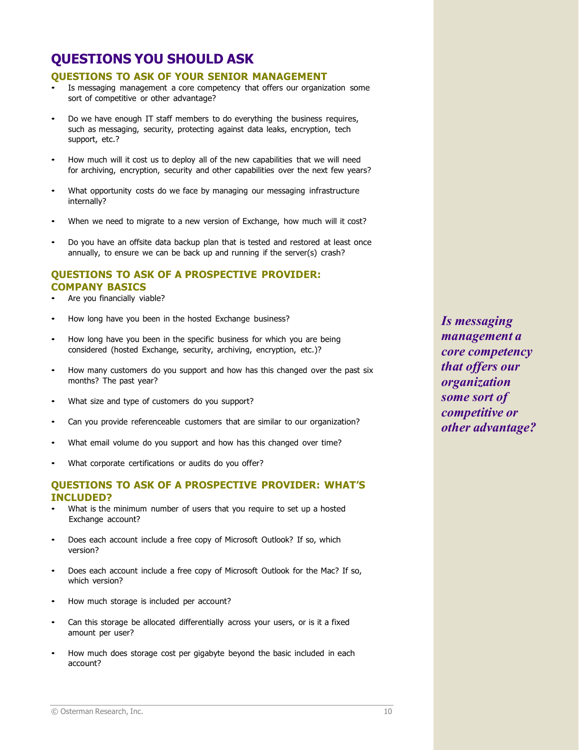# QUESTIONS YOU SHOULD ASK

## QUESTIONS TO ASK OF YOUR SENIOR MANAGEMENT

- Is messaging management a core competency that offers our organization some sort of competitive or other advantage?
- Do we have enough IT staff members to do everything the business requires, such as messaging, security, protecting against data leaks, encryption, tech support, etc.?
- How much will it cost us to deploy all of the new capabilities that we will need for archiving, encryption, security and other capabilities over the next few years?
- What opportunity costs do we face by managing our messaging infrastructure internally?
- When we need to migrate to a new version of Exchange, how much will it cost?
- Do you have an offsite data backup plan that is tested and restored at least once annually, to ensure we can be back up and running if the server(s) crash?

*Is messaging management a core competency that offers our organization some sort of competitive or other advantage?*

## QUESTIONS TO ASK OF A PROSPECTIVE PROVIDER: COMPANY BASICS

- Are you financially viable?
- How long have you been in the hosted Exchange business?
- How long have you been in the specific business for which you are being considered (hosted Exchange, security, archiving, encryption, etc.)?
- How many customers do you support and how has this changed over the past six months? The past year?
- What size and type of customers do you support?
- Can you provide referenceable customers that are similar to our organization?
- What email volume do you support and how has this changed over time?
- What corporate certifications or audits do you offer?

## QUESTIONS TO ASK OF A PROSPECTIVE PROVIDER: WHAT'S INCLUDED?

- What is the minimum number of users that you require to set up a hosted Exchange account?
- Does each account include a free copy of Microsoft Outlook? If so, which version?
- Does each account include a free copy of Microsoft Outlook for the Mac? If so, which version?
- How much storage is included per account?
- Can this storage be allocated differentially across your users, or is it a fixed amount per user?
- How much does storage cost per gigabyte beyond the basic included in each account?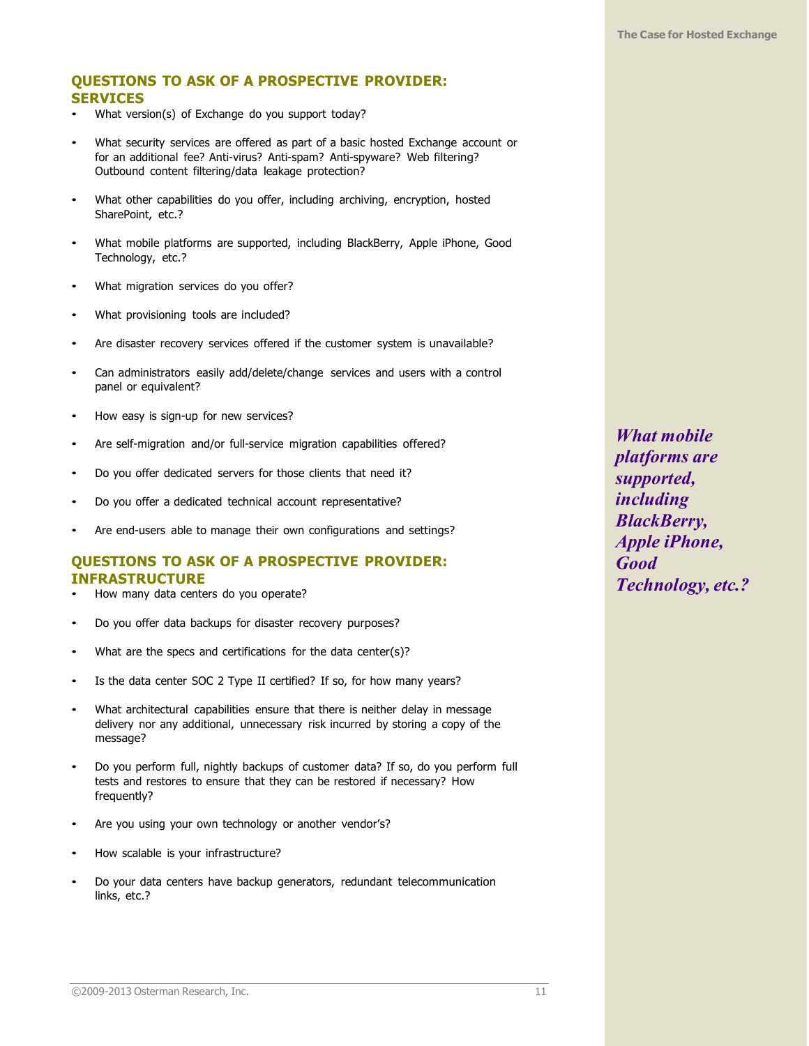## QUESTIONS TO ASK OF A PROSPECTIVE PROVIDER: SERVICES

- What version(s) of Exchange do you support today?
- What security services are offered as part of a basic hosted Exchange account or for an additional fee? Anti-virus? Anti-spam? Anti-spyware? Web filtering? Outbound content filtering/data leakage protection?
- What other capabilities do you offer, including archiving, encryption, hosted SharePoint, etc.?
- What mobile platforms are supported, including BlackBerry, Apple iPhone, Good Technology, etc.?
- What migration services do you offer?
- What provisioning tools are included?
- Are disaster recovery services offered if the customer system is unavailable?
- Can administrators easily add/delete/change services and users with a control panel or equivalent?
- How easy is sign-up for new services?
- Are self-migration and/or full-service migration capabilities offered?
- Do you offer dedicated servers for those clients that need it?
- Do you offer a dedicated technical account representative?
- Are end-users able to manage their own configurations and settings?

## QUESTIONS TO ASK OF A PROSPECTIVE PROVIDER: INFRASTRUCTURE

- How many data centers do you operate?
- Do you offer data backups for disaster recovery purposes?
- What are the specs and certifications for the data center(s)?
- Is the data center SOC 2 Type II certified? If so, for how many years?
- What architectural capabilities ensure that there is neither delay in message delivery nor any additional, unnecessary risk incurred by storing a copy of the message?
- Do you perform full, nightly backups of customer data? If so, do you perform full tests and restores to ensure that they can be restored if necessary? How frequently?
- Are you using your own technology or another vendor's?
- How scalable is your infrastructure?
- Do your data centers have backup generators, redundant telecommunication links, etc.?

***What mobile platforms are supported, including BlackBerry, Apple iPhone, Good Technology, etc.?***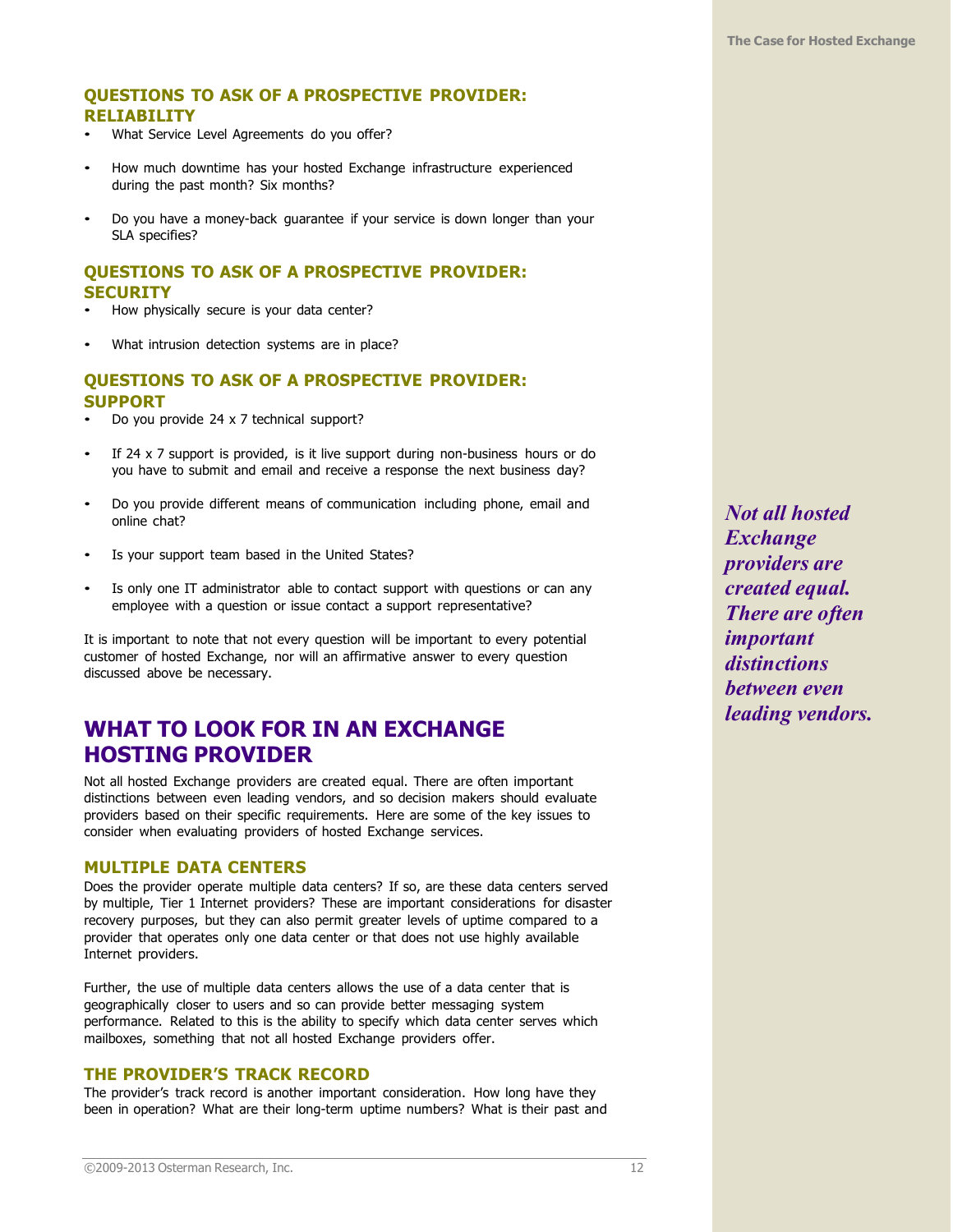### QUESTIONS TO ASK OF A PROSPECTIVE PROVIDER: RELIABILITY

- What Service Level Agreements do you offer?
- How much downtime has your hosted Exchange infrastructure experienced during the past month? Six months?
- Do you have a money-back guarantee if your service is down longer than your SLA specifies?

### QUESTIONS TO ASK OF A PROSPECTIVE PROVIDER: SECURITY

- How physically secure is your data center?
- What intrusion detection systems are in place?

### QUESTIONS TO ASK OF A PROSPECTIVE PROVIDER: SUPPORT

- Do you provide 24 x 7 technical support?
- If 24 x 7 support is provided, is it live support during non-business hours or do you have to submit and email and receive a response the next business day?
- Do you provide different means of communication including phone, email and online chat?
- Is your support team based in the United States?
- Is only one IT administrator able to contact support with questions or can any employee with a question or issue contact a support representative?

It is important to note that not every question will be important to every potential customer of hosted Exchange, nor will an affirmative answer to every question discussed above be necessary.

## WHAT TO LOOK FOR IN AN EXCHANGE HOSTING PROVIDER

Not all hosted Exchange providers are created equal. There are often important distinctions between even leading vendors, and so decision makers should evaluate providers based on their specific requirements. Here are some of the key issues to consider when evaluating providers of hosted Exchange services.

*Not all hosted Exchange providers are created equal. There are often important distinctions between even leading vendors.*

### MULTIPLE DATA CENTERS

Does the provider operate multiple data centers? If so, are these data centers served by multiple, Tier 1 Internet providers? These are important considerations for disaster recovery purposes, but they can also permit greater levels of uptime compared to a provider that operates only one data center or that does not use highly available Internet providers.

Further, the use of multiple data centers allows the use of a data center that is geographically closer to users and so can provide better messaging system performance. Related to this is the ability to specify which data center serves which mailboxes, something that not all hosted Exchange providers offer.

### THE PROVIDER'S TRACK RECORD

The provider's track record is another important consideration. How long have they been in operation? What are their long-term uptime numbers? What is their past and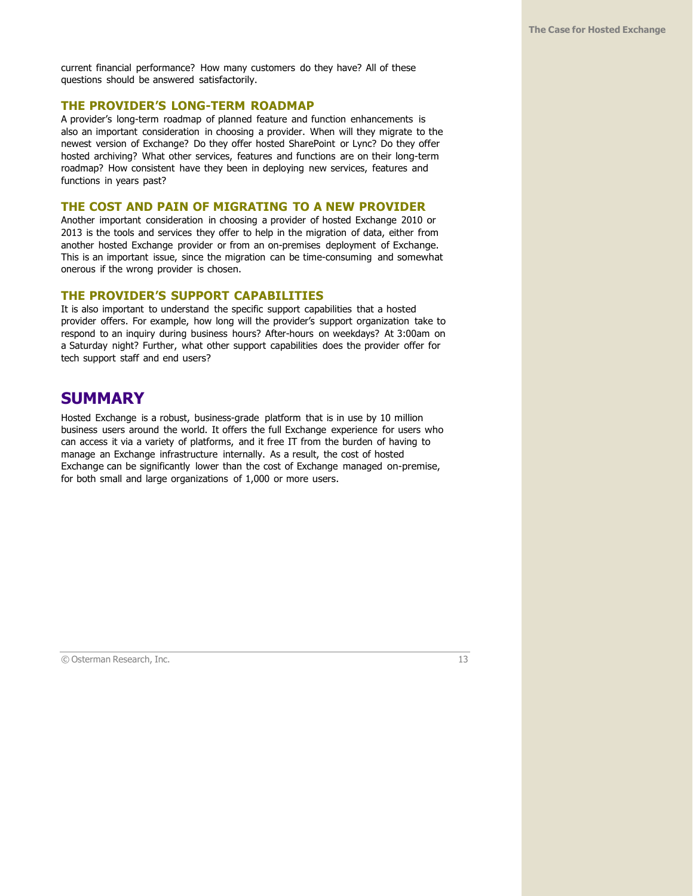current financial performance? How many customers do they have? All of these questions should be answered satisfactorily.

### THE PROVIDER'S LONG-TERM ROADMAP

A provider's long-term roadmap of planned feature and function enhancements is also an important consideration in choosing a provider. When will they migrate to the newest version of Exchange? Do they offer hosted SharePoint or Lync? Do they offer hosted archiving? What other services, features and functions are on their long-term roadmap? How consistent have they been in deploying new services, features and functions in years past?

### THE COST AND PAIN OF MIGRATING TO A NEW PROVIDER

Another important consideration in choosing a provider of hosted Exchange 2010 or 2013 is the tools and services they offer to help in the migration of data, either from another hosted Exchange provider or from an on-premises deployment of Exchange. This is an important issue, since the migration can be time-consuming and somewhat onerous if the wrong provider is chosen.

### THE PROVIDER'S SUPPORT CAPABILITIES

It is also important to understand the specific support capabilities that a hosted provider offers. For example, how long will the provider's support organization take to respond to an inquiry during business hours? After-hours on weekdays? At 3:00am on a Saturday night? Further, what other support capabilities does the provider offer for tech support staff and end users?

## SUMMARY

Hosted Exchange is a robust, business-grade platform that is in use by 10 million business users around the world. It offers the full Exchange experience for users who can access it via a variety of platforms, and it free IT from the burden of having to manage an Exchange infrastructure internally. As a result, the cost of hosted Exchange can be significantly lower than the cost of Exchange managed on-premise, for both small and large organizations of 1,000 or more users.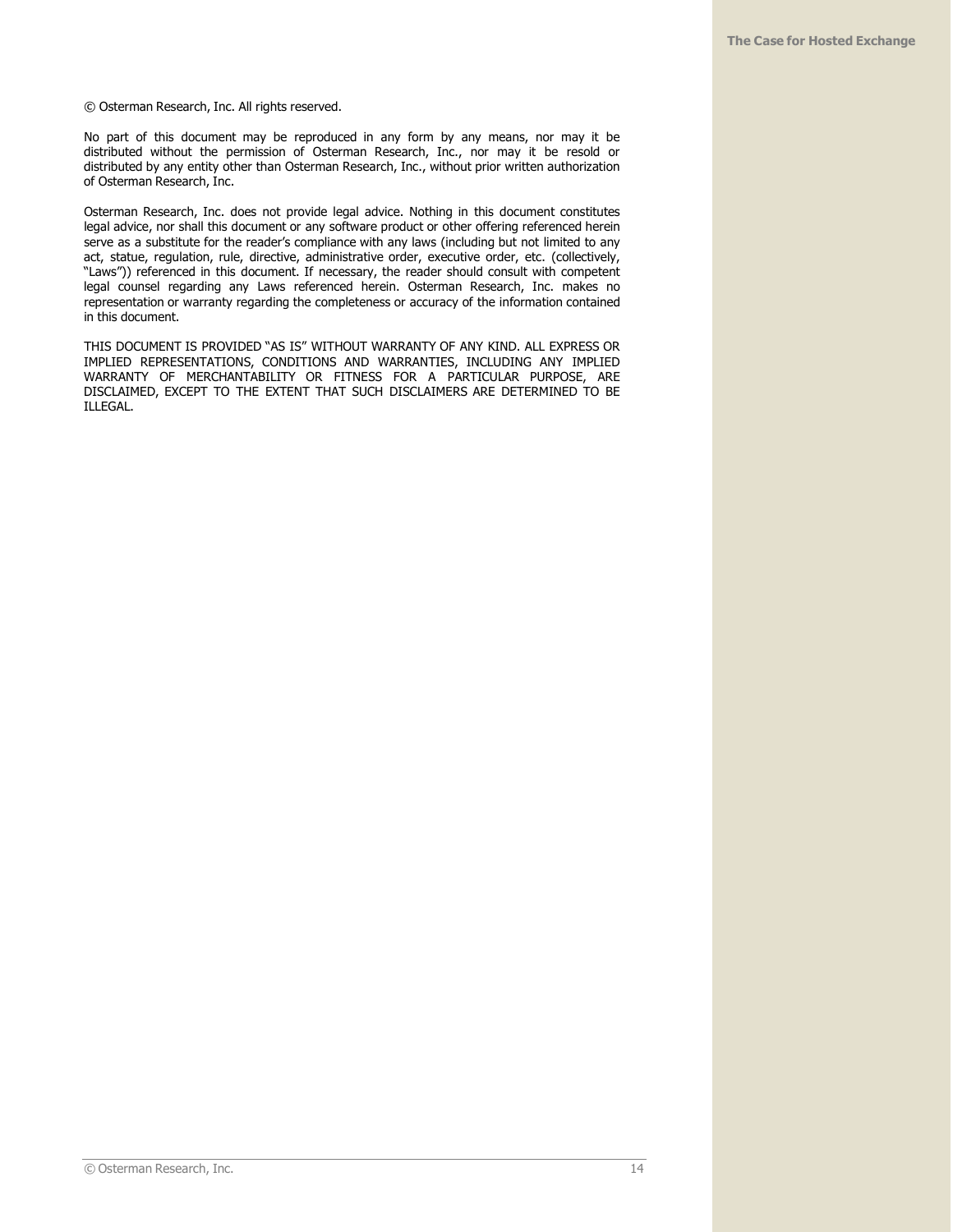© Osterman Research, Inc. All rights reserved.

No part of this document may be reproduced in any form by any means, nor may it be distributed without the permission of Osterman Research, Inc., nor may it be resold or distributed by any entity other than Osterman Research, Inc., without prior written authorization of Osterman Research, Inc.

Osterman Research, Inc. does not provide legal advice. Nothing in this document constitutes legal advice, nor shall this document or any software product or other offering referenced herein serve as a substitute for the reader's compliance with any laws (including but not limited to any act, statue, regulation, rule, directive, administrative order, executive order, etc. (collectively, "Laws")) referenced in this document. If necessary, the reader should consult with competent legal counsel regarding any Laws referenced herein. Osterman Research, Inc. makes no representation or warranty regarding the completeness or accuracy of the information contained in this document.

THIS DOCUMENT IS PROVIDED "AS IS" WITHOUT WARRANTY OF ANY KIND. ALL EXPRESS OR IMPLIED REPRESENTATIONS, CONDITIONS AND WARRANTIES, INCLUDING ANY IMPLIED WARRANTY OF MERCHANTABILITY OR FITNESS FOR A PARTICULAR PURPOSE, ARE DISCLAIMED, EXCEPT TO THE EXTENT THAT SUCH DISCLAIMERS ARE DETERMINED TO BE ILLEGAL.